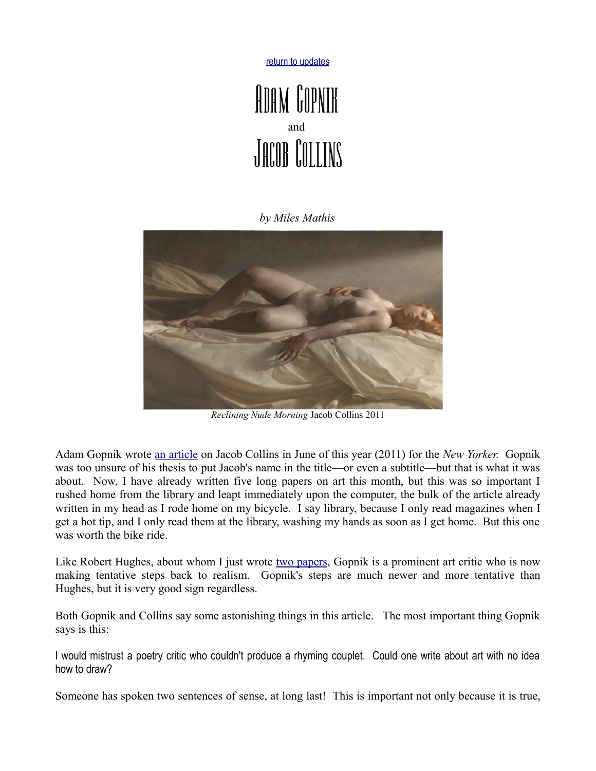[return to updates]

# Adam Gopnik

and

# Jacob Collins

*by Miles Mathis*

*Reclining Nude Morning* Jacob Collins 2011

Adam Gopnik wrote [an article] on Jacob Collins in June of this year (2011) for the *New Yorker.* Gopnik was too unsure of his thesis to put Jacob's name in the title—or even a subtitle—but that is what it was about. Now, I have already written five long papers on art this month, but this was so important I rushed home from the library and leapt immediately upon the computer, the bulk of the article already written in my head as I rode home on my bicycle. I say library, because I only read magazines when I get a hot tip, and I only read them at the library, washing my hands as soon as I get home. But this one was worth the bike ride.

Like Robert Hughes, about whom I just wrote [two papers], Gopnik is a prominent art critic who is now making tentative steps back to realism. Gopnik's steps are much newer and more tentative than Hughes, but it is very good sign regardless.

Both Gopnik and Collins say some astonishing things in this article. The most important thing Gopnik says is this:

> I would mistrust a poetry critic who couldn't produce a rhyming couplet. Could one write about art with no idea how to draw?

Someone has spoken two sentences of sense, at long last! This is important not only because it is true,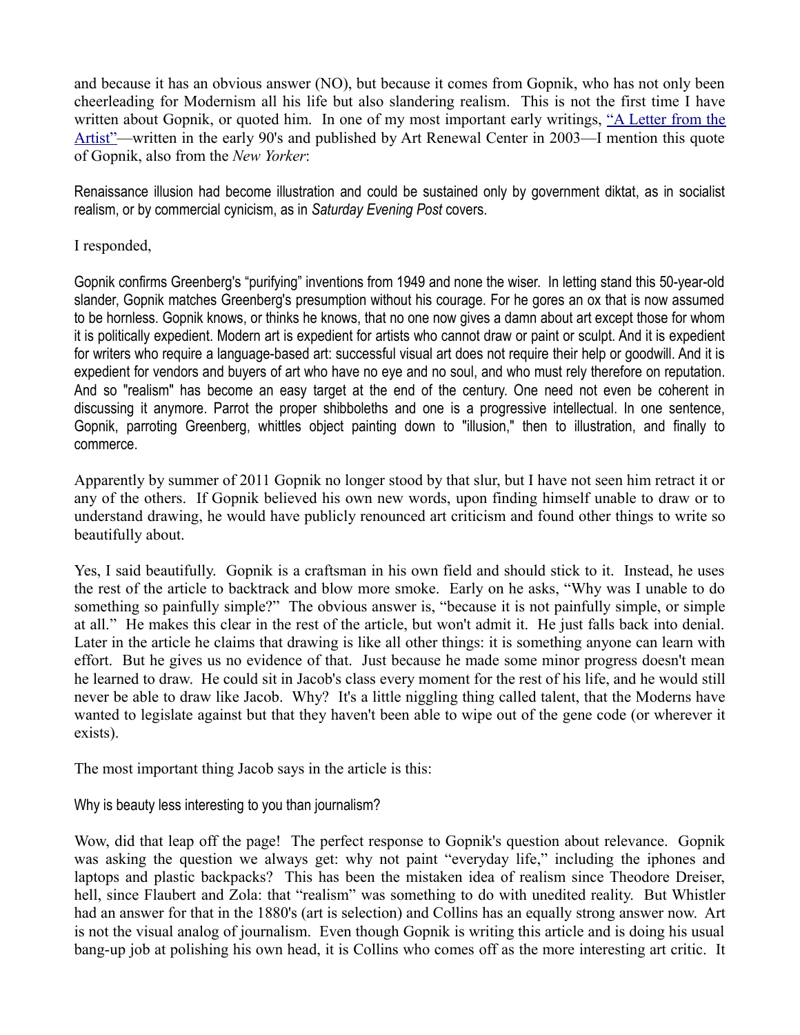and because it has an obvious answer (NO), but because it comes from Gopnik, who has not only been cheerleading for Modernism all his life but also slandering realism. This is not the first time I have written about Gopnik, or quoted him. In one of my most important early writings, "A Letter from the Artist"—written in the early 90's and published by Art Renewal Center in 2003—I mention this quote of Gopnik, also from the *New Yorker*:

> Renaissance illusion had become illustration and could be sustained only by government diktat, as in socialist realism, or by commercial cynicism, as in *Saturday Evening Post* covers.

I responded,

> Gopnik confirms Greenberg's "purifying" inventions from 1949 and none the wiser. In letting stand this 50-year-old slander, Gopnik matches Greenberg's presumption without his courage. For he gores an ox that is now assumed to be hornless. Gopnik knows, or thinks he knows, that no one now gives a damn about art except those for whom it is politically expedient. Modern art is expedient for artists who cannot draw or paint or sculpt. And it is expedient for writers who require a language-based art: successful visual art does not require their help or goodwill. And it is expedient for vendors and buyers of art who have no eye and no soul, and who must rely therefore on reputation. And so "realism" has become an easy target at the end of the century. One need not even be coherent in discussing it anymore. Parrot the proper shibboleths and one is a progressive intellectual. In one sentence, Gopnik, parroting Greenberg, whittles object painting down to "illusion," then to illustration, and finally to commerce.

Apparently by summer of 2011 Gopnik no longer stood by that slur, but I have not seen him retract it or any of the others. If Gopnik believed his own new words, upon finding himself unable to draw or to understand drawing, he would have publicly renounced art criticism and found other things to write so beautifully about.

Yes, I said beautifully. Gopnik is a craftsman in his own field and should stick to it. Instead, he uses the rest of the article to backtrack and blow more smoke. Early on he asks, "Why was I unable to do something so painfully simple?" The obvious answer is, "because it is not painfully simple, or simple at all." He makes this clear in the rest of the article, but won't admit it. He just falls back into denial. Later in the article he claims that drawing is like all other things: it is something anyone can learn with effort. But he gives us no evidence of that. Just because he made some minor progress doesn't mean he learned to draw. He could sit in Jacob's class every moment for the rest of his life, and he would still never be able to draw like Jacob. Why? It's a little niggling thing called talent, that the Moderns have wanted to legislate against but that they haven't been able to wipe out of the gene code (or wherever it exists).

The most important thing Jacob says in the article is this:

> Why is beauty less interesting to you than journalism?

Wow, did that leap off the page! The perfect response to Gopnik's question about relevance. Gopnik was asking the question we always get: why not paint "everyday life," including the iphones and laptops and plastic backpacks? This has been the mistaken idea of realism since Theodore Dreiser, hell, since Flaubert and Zola: that "realism" was something to do with unedited reality. But Whistler had an answer for that in the 1880's (art is selection) and Collins has an equally strong answer now. Art is not the visual analog of journalism. Even though Gopnik is writing this article and is doing his usual bang-up job at polishing his own head, it is Collins who comes off as the more interesting art critic. It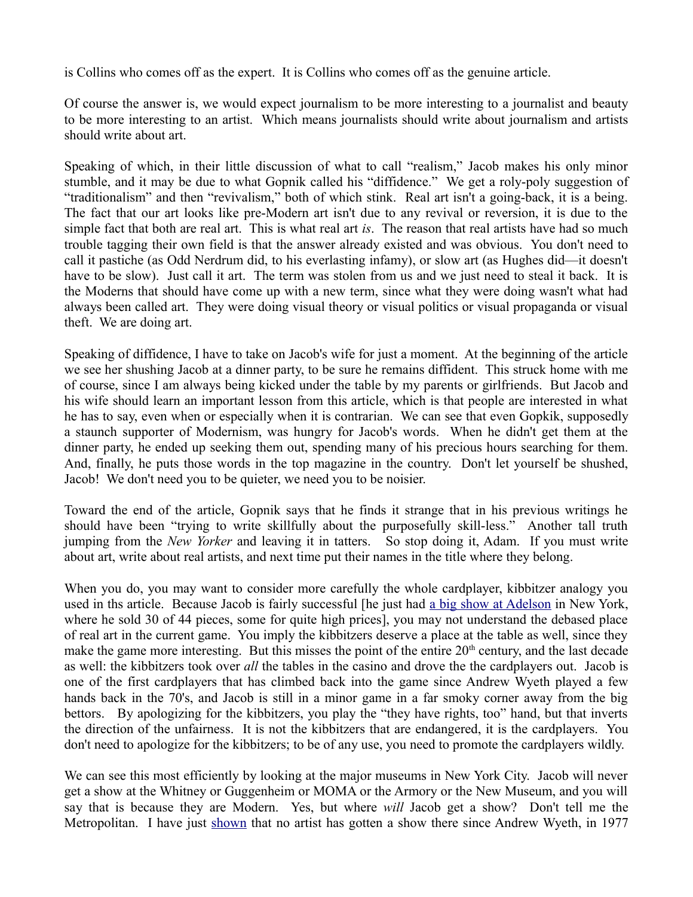is Collins who comes off as the expert. It is Collins who comes off as the genuine article.

Of course the answer is, we would expect journalism to be more interesting to a journalist and beauty to be more interesting to an artist. Which means journalists should write about journalism and artists should write about art.

Speaking of which, in their little discussion of what to call "realism," Jacob makes his only minor stumble, and it may be due to what Gopnik called his "diffidence." We get a roly-poly suggestion of "traditionalism" and then "revivalism," both of which stink. Real art isn't a going-back, it is a being. The fact that our art looks like pre-Modern art isn't due to any revival or reversion, it is due to the simple fact that both are real art. This is what real art *is*. The reason that real artists have had so much trouble tagging their own field is that the answer already existed and was obvious. You don't need to call it pastiche (as Odd Nerdrum did, to his everlasting infamy), or slow art (as Hughes did—it doesn't have to be slow). Just call it art. The term was stolen from us and we just need to steal it back. It is the Moderns that should have come up with a new term, since what they were doing wasn't what had always been called art. They were doing visual theory or visual politics or visual propaganda or visual theft. We are doing art.

Speaking of diffidence, I have to take on Jacob's wife for just a moment. At the beginning of the article we see her shushing Jacob at a dinner party, to be sure he remains diffident. This struck home with me of course, since I am always being kicked under the table by my parents or girlfriends. But Jacob and his wife should learn an important lesson from this article, which is that people are interested in what he has to say, even when or especially when it is contrarian. We can see that even Gopkik, supposedly a staunch supporter of Modernism, was hungry for Jacob's words. When he didn't get them at the dinner party, he ended up seeking them out, spending many of his precious hours searching for them. And, finally, he puts those words in the top magazine in the country. Don't let yourself be shushed, Jacob! We don't need you to be quieter, we need you to be noisier.

Toward the end of the article, Gopnik says that he finds it strange that in his previous writings he should have been "trying to write skillfully about the purposefully skill-less." Another tall truth jumping from the *New Yorker* and leaving it in tatters. So stop doing it, Adam. If you must write about art, write about real artists, and next time put their names in the title where they belong.

When you do, you may want to consider more carefully the whole cardplayer, kibbitzer analogy you used in ths article. Because Jacob is fairly successful [he just had a big show at Adelson in New York, where he sold 30 of 44 pieces, some for quite high prices], you may not understand the debased place of real art in the current game. You imply the kibbitzers deserve a place at the table as well, since they make the game more interesting. But this misses the point of the entire 20th century, and the last decade as well: the kibbitzers took over *all* the tables in the casino and drove the the cardplayers out. Jacob is one of the first cardplayers that has climbed back into the game since Andrew Wyeth played a few hands back in the 70's, and Jacob is still in a minor game in a far smoky corner away from the big bettors. By apologizing for the kibbitzers, you play the "they have rights, too" hand, but that inverts the direction of the unfairness. It is not the kibbitzers that are endangered, it is the cardplayers. You don't need to apologize for the kibbitzers; to be of any use, you need to promote the cardplayers wildly.

We can see this most efficiently by looking at the major museums in New York City. Jacob will never get a show at the Whitney or Guggenheim or MOMA or the Armory or the New Museum, and you will say that is because they are Modern. Yes, but where *will* Jacob get a show? Don't tell me the Metropolitan. I have just shown that no artist has gotten a show there since Andrew Wyeth, in 1977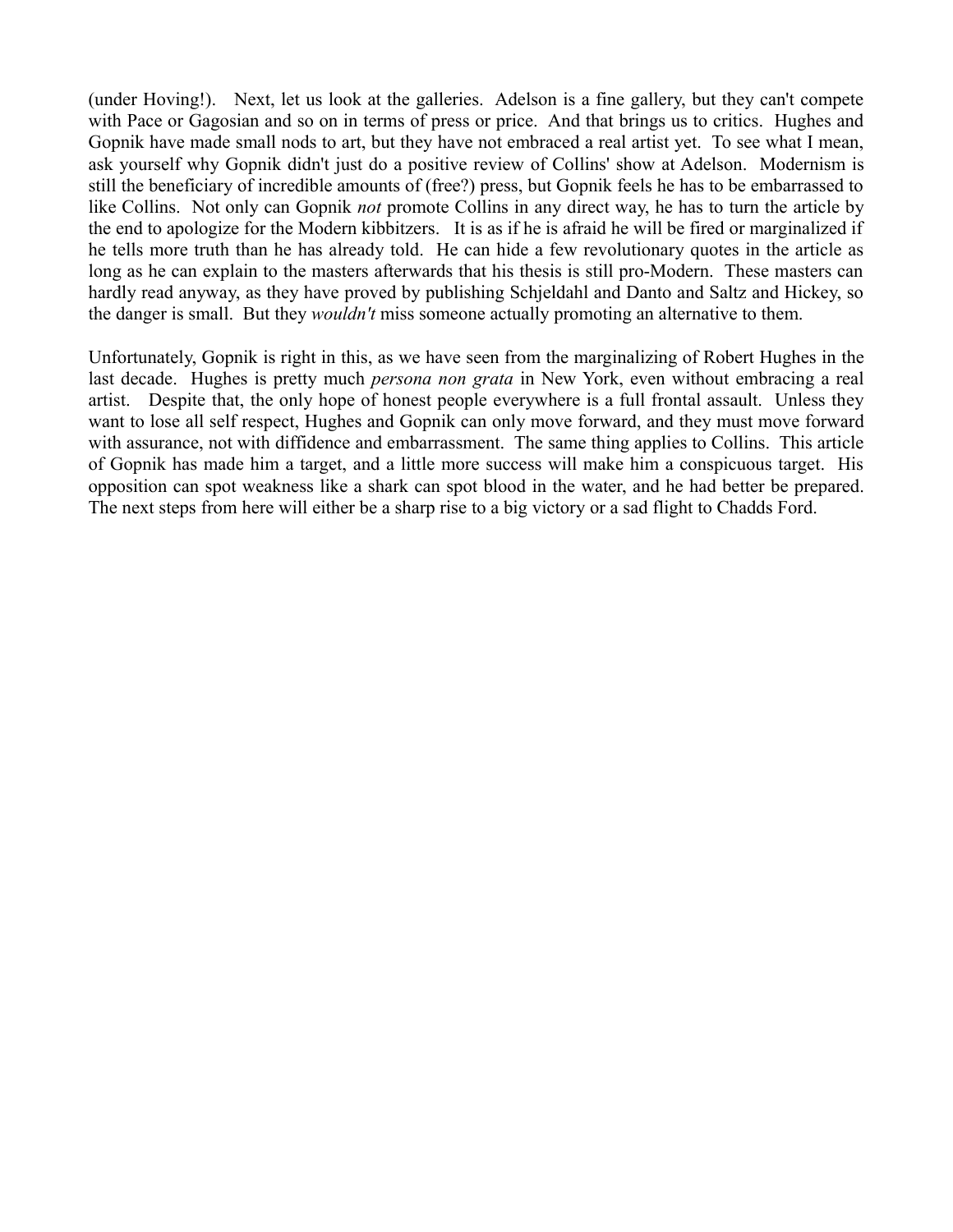(under Hoving!). Next, let us look at the galleries. Adelson is a fine gallery, but they can't compete with Pace or Gagosian and so on in terms of press or price. And that brings us to critics. Hughes and Gopnik have made small nods to art, but they have not embraced a real artist yet. To see what I mean, ask yourself why Gopnik didn't just do a positive review of Collins' show at Adelson. Modernism is still the beneficiary of incredible amounts of (free?) press, but Gopnik feels he has to be embarrassed to like Collins. Not only can Gopnik *not* promote Collins in any direct way, he has to turn the article by the end to apologize for the Modern kibbitzers. It is as if he is afraid he will be fired or marginalized if he tells more truth than he has already told. He can hide a few revolutionary quotes in the article as long as he can explain to the masters afterwards that his thesis is still pro-Modern. These masters can hardly read anyway, as they have proved by publishing Schjeldahl and Danto and Saltz and Hickey, so the danger is small. But they *wouldn't* miss someone actually promoting an alternative to them.

Unfortunately, Gopnik is right in this, as we have seen from the marginalizing of Robert Hughes in the last decade. Hughes is pretty much *persona non grata* in New York, even without embracing a real artist. Despite that, the only hope of honest people everywhere is a full frontal assault. Unless they want to lose all self respect, Hughes and Gopnik can only move forward, and they must move forward with assurance, not with diffidence and embarrassment. The same thing applies to Collins. This article of Gopnik has made him a target, and a little more success will make him a conspicuous target. His opposition can spot weakness like a shark can spot blood in the water, and he had better be prepared. The next steps from here will either be a sharp rise to a big victory or a sad flight to Chadds Ford.